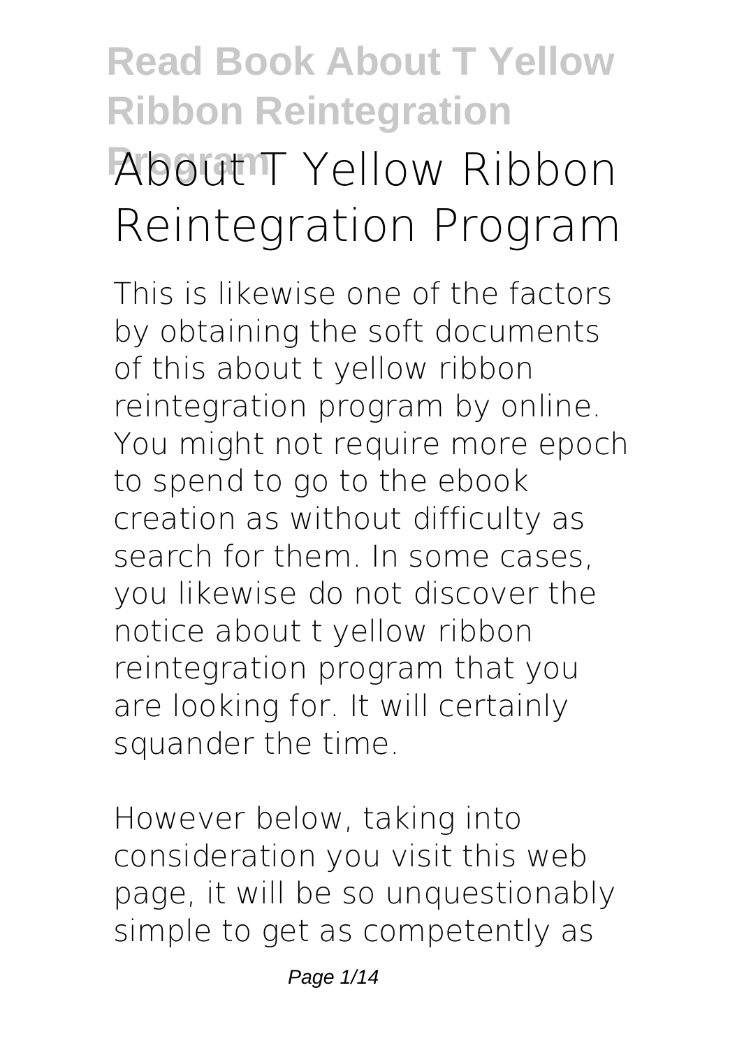# About T Yellow Ribbon Reintegration Program

This is likewise one of the factors by obtaining the soft documents of this **about t yellow ribbon reintegration program** by online. You might not require more epoch to spend to go to the ebook creation as without difficulty as search for them. In some cases, you likewise do not discover the notice about t yellow ribbon reintegration program that you are looking for. It will certainly squander the time.

However below, taking into consideration you visit this web page, it will be so unquestionably simple to get as competently as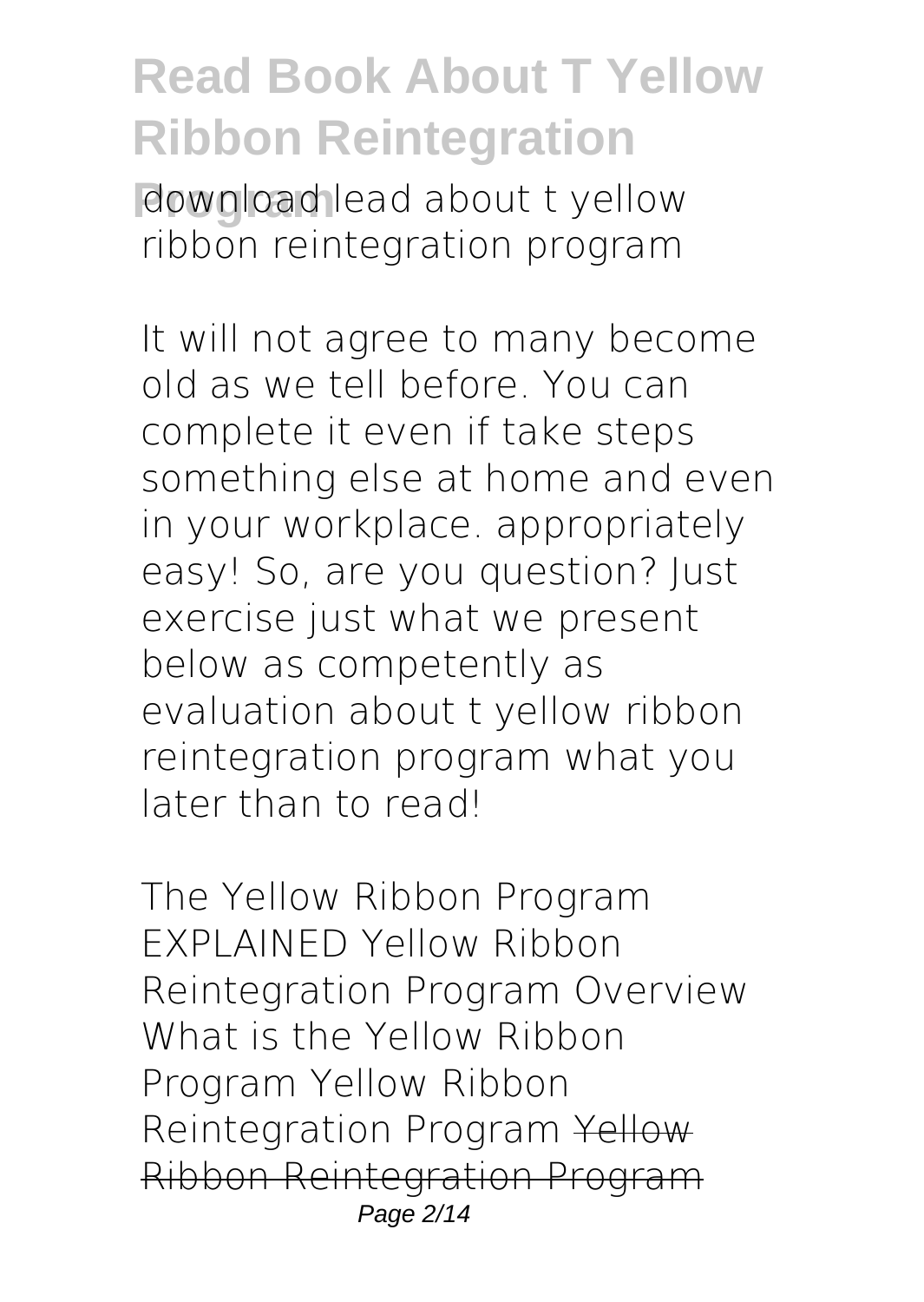download lead about t yellow ribbon reintegration program

It will not agree to many become old as we tell before. You can complete it even if take steps something else at home and even in your workplace. appropriately easy! So, are you question? Just exercise just what we present below as competently as evaluation about t yellow ribbon reintegration program what you later than to read!

The Yellow Ribbon Program EXPLAINED Yellow Ribbon Reintegration Program Overview What is the Yellow Ribbon Program Yellow Ribbon Reintegration Program ~~Yellow Ribbon Reintegration Program~~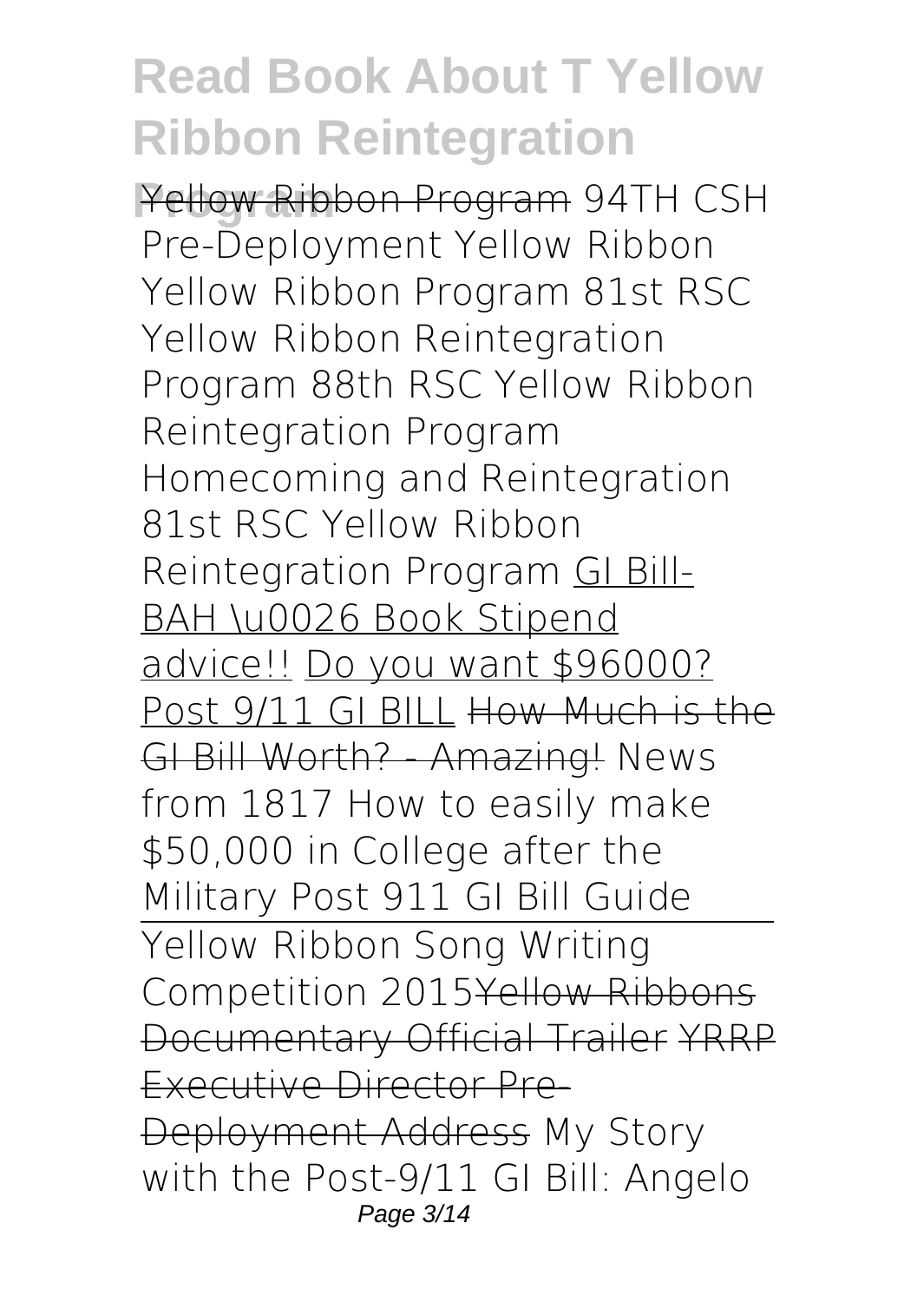Yellow Ribbon Program 94TH CSH Pre-Deployment Yellow Ribbon Yellow Ribbon Program 81st RSC Yellow Ribbon Reintegration Program 88th RSC Yellow Ribbon Reintegration Program Homecoming and Reintegration 81st RSC Yellow Ribbon Reintegration Program GI Bill-BAH \u0026 Book Stipend advice!! Do you want $96000? Post 9/11 GI BILL ~~How Much is the GI Bill Worth? - Amazing!~~ News from 1817 How to easily make $50,000 in College after the Military Post 911 GI Bill Guide

Yellow Ribbon Song Writing Competition 2015 ~~Yellow Ribbons Documentary Official Trailer~~ ~~YRRP Executive Director Pre-Deployment Address~~ My Story with the Post-9/11 GI Bill: Angelo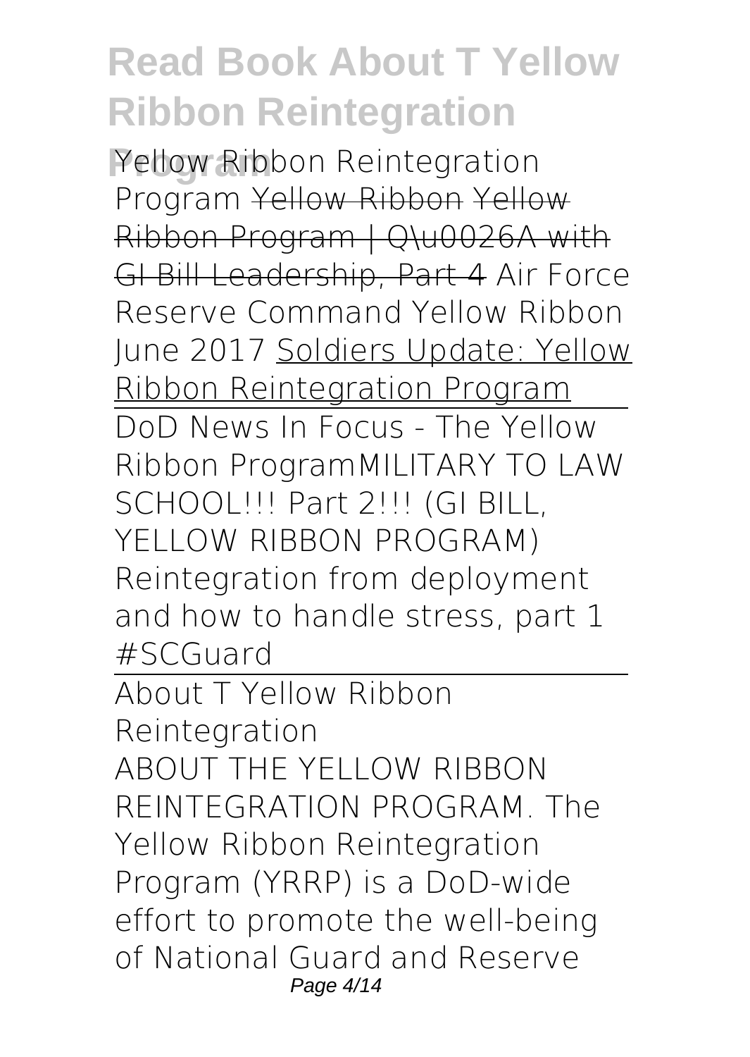Yellow Ribbon Reintegration Program ~~Yellow Ribbon~~ ~~Yellow Ribbon Program | Q\u0026A with GI Bill Leadership, Part 4~~ Air Force Reserve Command Yellow Ribbon June 2017 Soldiers Update: Yellow Ribbon Reintegration Program

DoD News In Focus - The Yellow Ribbon ProgramMILITARY TO LAW SCHOOL!!! Part 2!!! (GI BILL, YELLOW RIBBON PROGRAM) Reintegration from deployment and how to handle stress, part 1 #SCGuard

About T Yellow Ribbon Reintegration

ABOUT THE YELLOW RIBBON REINTEGRATION PROGRAM. The Yellow Ribbon Reintegration Program (YRRP) is a DoD-wide effort to promote the well-being of National Guard and Reserve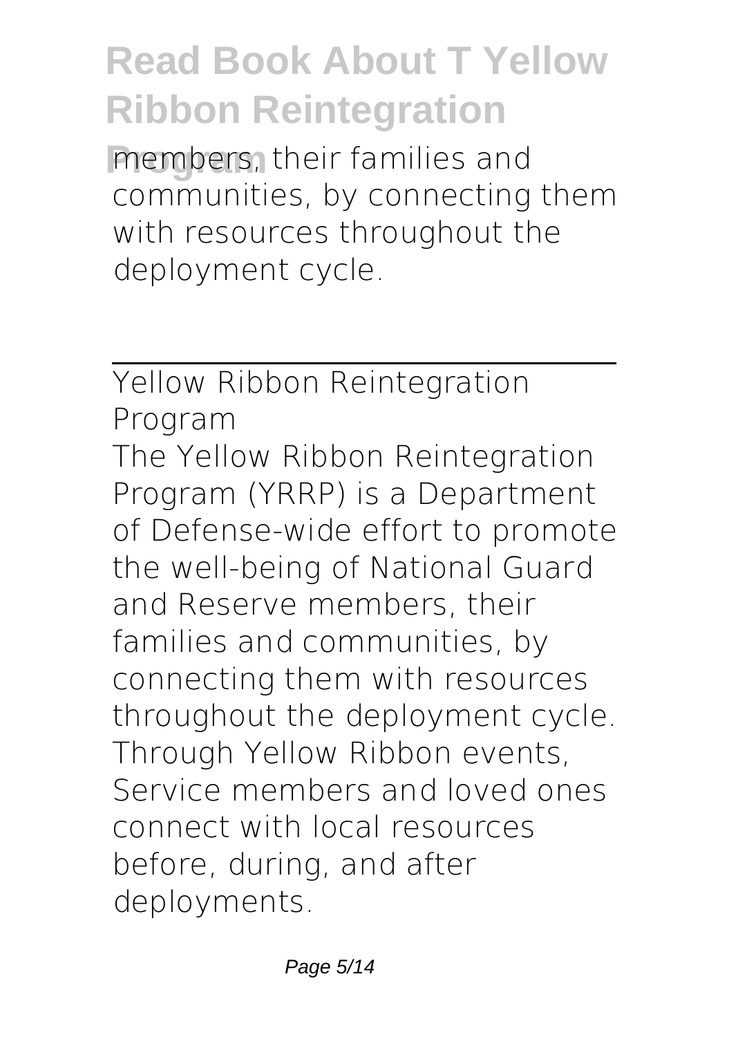members, their families and communities, by connecting them with resources throughout the deployment cycle.

## Yellow Ribbon Reintegration Program

The Yellow Ribbon Reintegration Program (YRRP) is a Department of Defense-wide effort to promote the well-being of National Guard and Reserve members, their families and communities, by connecting them with resources throughout the deployment cycle. Through Yellow Ribbon events, Service members and loved ones connect with local resources before, during, and after deployments.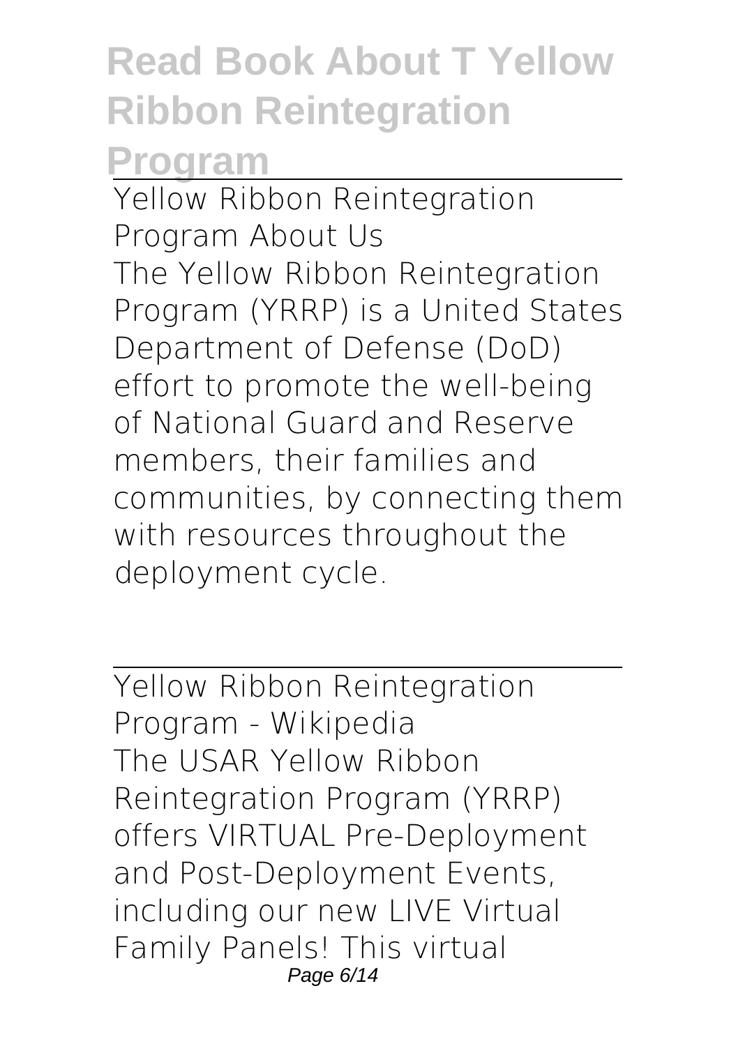Yellow Ribbon Reintegration Program About Us

The Yellow Ribbon Reintegration Program (YRRP) is a United States Department of Defense (DoD) effort to promote the well-being of National Guard and Reserve members, their families and communities, by connecting them with resources throughout the deployment cycle.

---

Yellow Ribbon Reintegration Program - Wikipedia

The USAR Yellow Ribbon Reintegration Program (YRRP) offers VIRTUAL Pre-Deployment and Post-Deployment Events, including our new LIVE Virtual Family Panels! This virtual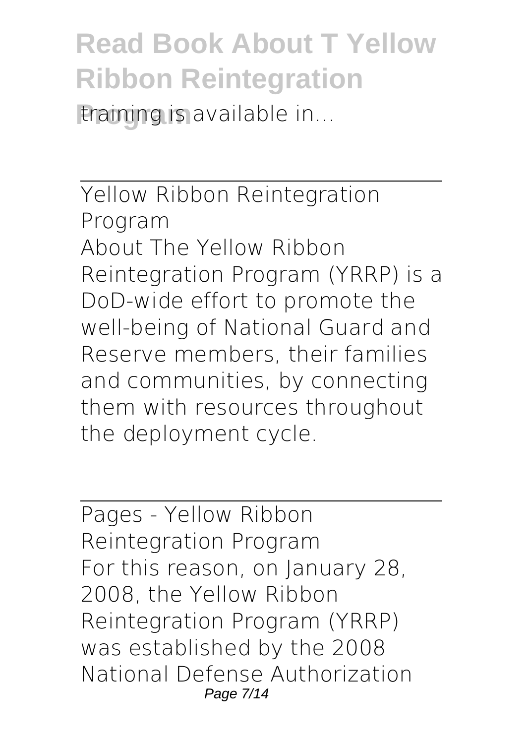training is available in...

Yellow Ribbon Reintegration Program

About The Yellow Ribbon Reintegration Program (YRRP) is a DoD-wide effort to promote the well-being of National Guard and Reserve members, their families and communities, by connecting them with resources throughout the deployment cycle.

Pages - Yellow Ribbon Reintegration Program

For this reason, on January 28, 2008, the Yellow Ribbon Reintegration Program (YRRP) was established by the 2008 National Defense Authorization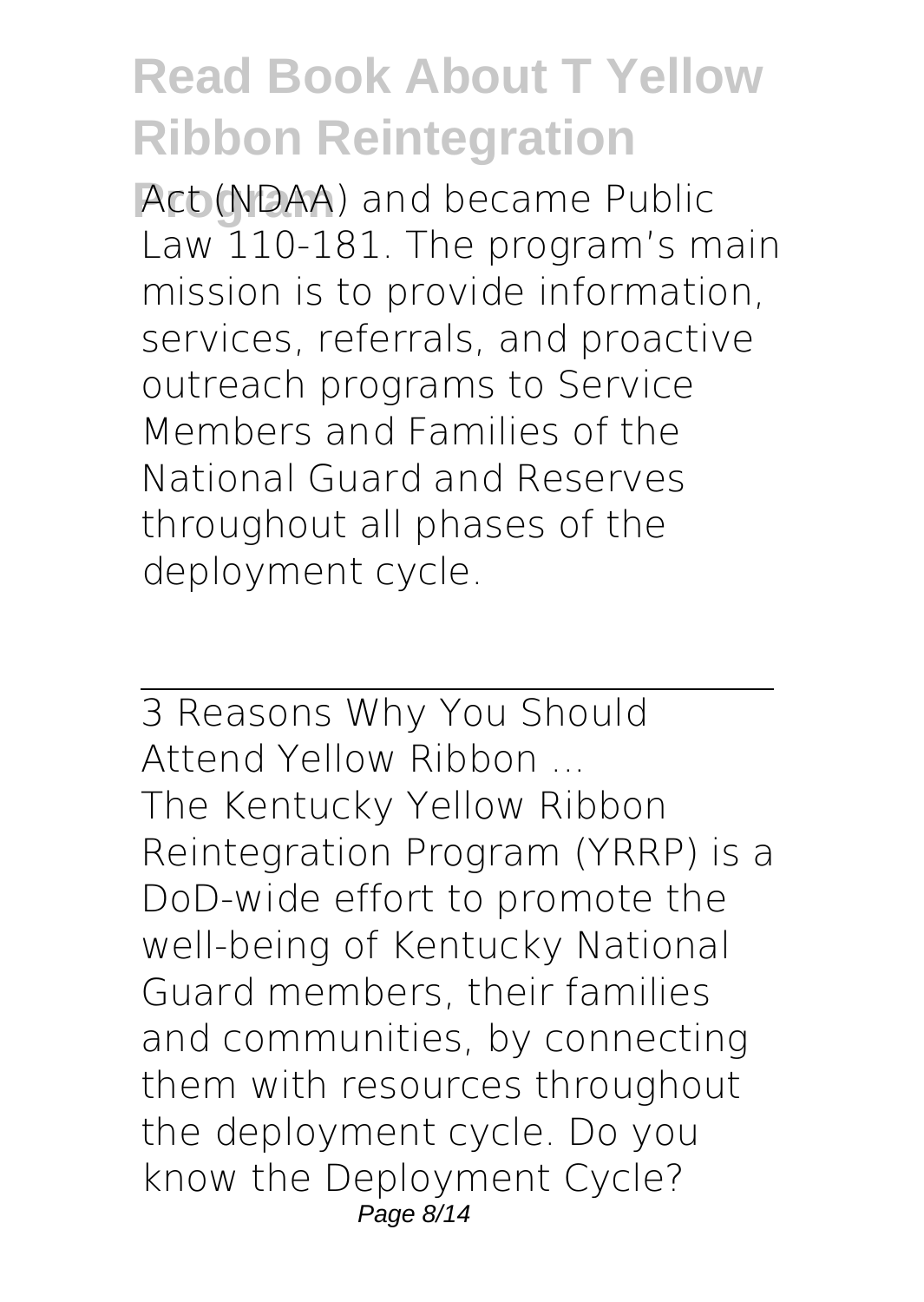Act (NDAA) and became Public Law 110-181. The program's main mission is to provide information, services, referrals, and proactive outreach programs to Service Members and Families of the National Guard and Reserves throughout all phases of the deployment cycle.

3 Reasons Why You Should Attend Yellow Ribbon ...

The Kentucky Yellow Ribbon Reintegration Program (YRRP) is a DoD-wide effort to promote the well-being of Kentucky National Guard members, their families and communities, by connecting them with resources throughout the deployment cycle. Do you know the Deployment Cycle?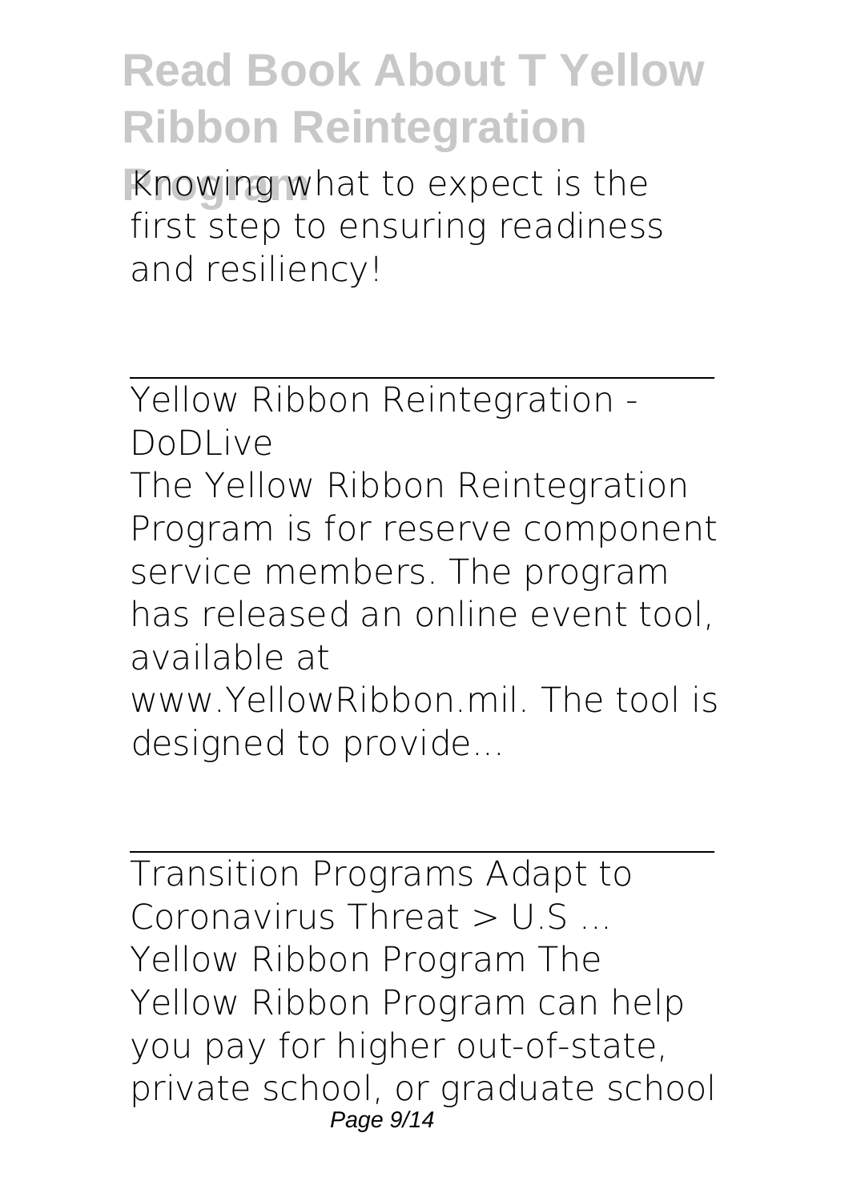Knowing what to expect is the first step to ensuring readiness and resiliency!

Yellow Ribbon Reintegration - DoDLive

The Yellow Ribbon Reintegration Program is for reserve component service members. The program has released an online event tool, available at www.YellowRibbon.mil. The tool is designed to provide...

Transition Programs Adapt to Coronavirus Threat > U.S ...

Yellow Ribbon Program The Yellow Ribbon Program can help you pay for higher out-of-state, private school, or graduate school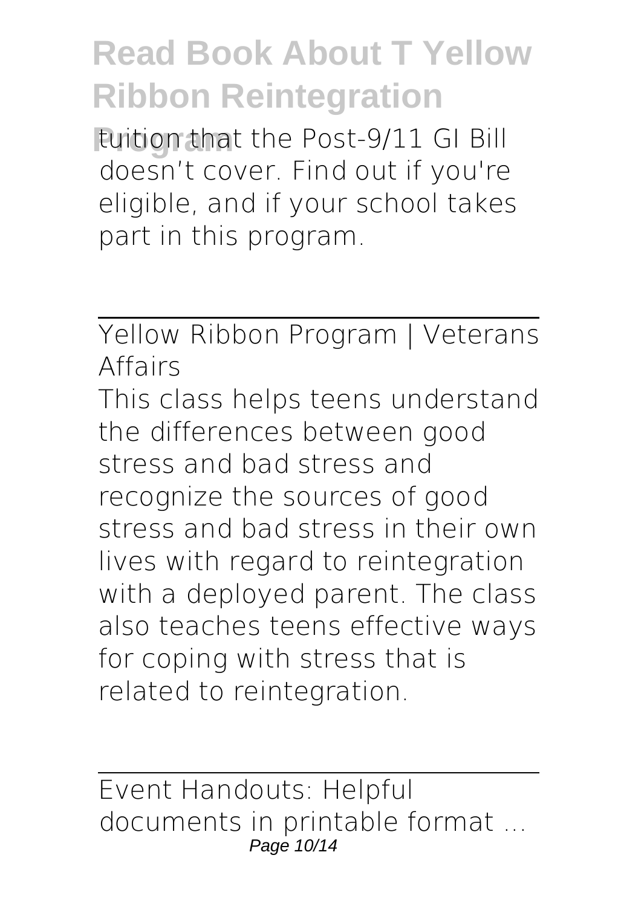tuition that the Post-9/11 GI Bill doesn't cover. Find out if you're eligible, and if your school takes part in this program.

Yellow Ribbon Program | Veterans Affairs

This class helps teens understand the differences between good stress and bad stress and recognize the sources of good stress and bad stress in their own lives with regard to reintegration with a deployed parent. The class also teaches teens effective ways for coping with stress that is related to reintegration.

Event Handouts: Helpful documents in printable format ...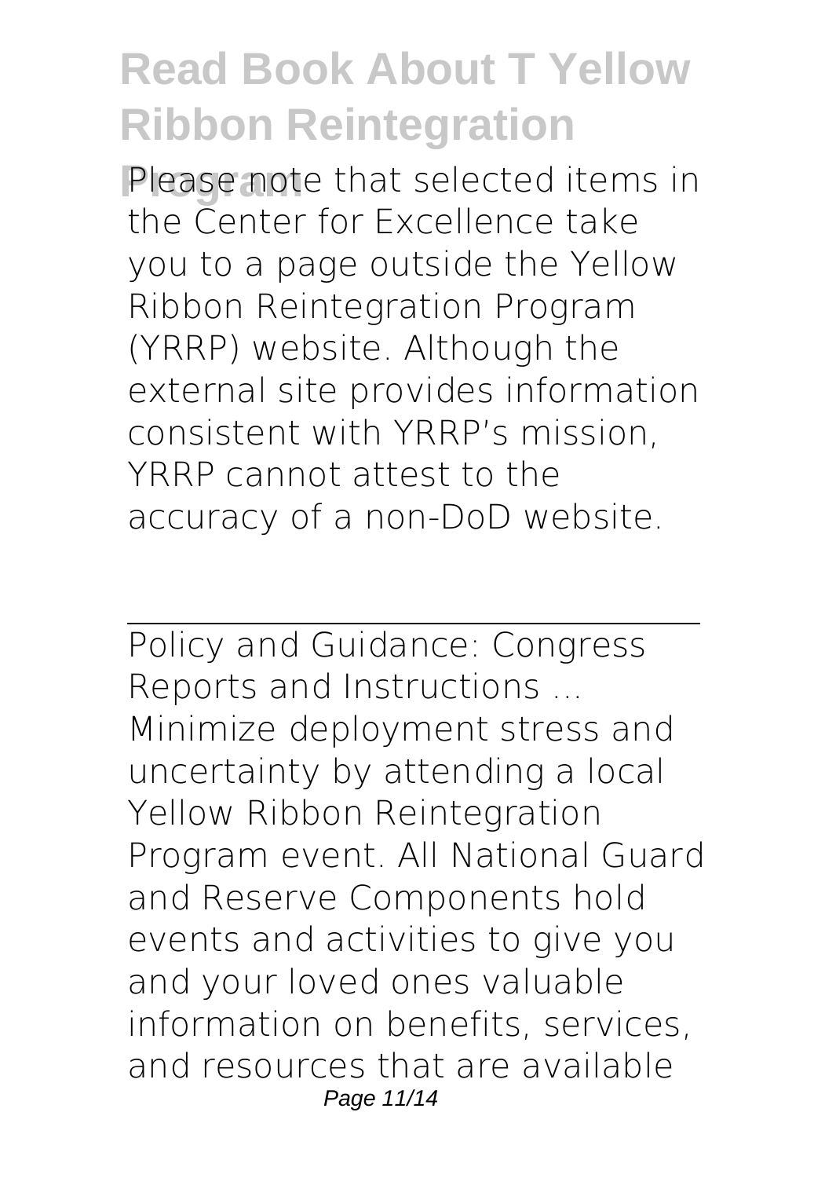Please note that selected items in the Center for Excellence take you to a page outside the Yellow Ribbon Reintegration Program (YRRP) website. Although the external site provides information consistent with YRRP's mission, YRRP cannot attest to the accuracy of a non-DoD website.

Policy and Guidance: Congress Reports and Instructions ...

Minimize deployment stress and uncertainty by attending a local Yellow Ribbon Reintegration Program event. All National Guard and Reserve Components hold events and activities to give you and your loved ones valuable information on benefits, services, and resources that are available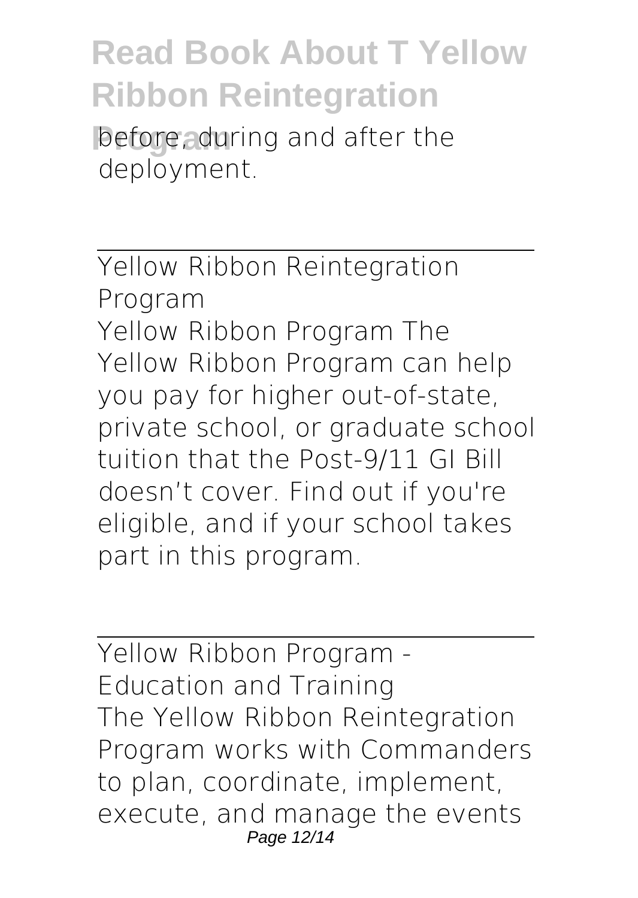before, during and after the deployment.

Yellow Ribbon Reintegration Program

Yellow Ribbon Program The Yellow Ribbon Program can help you pay for higher out-of-state, private school, or graduate school tuition that the Post-9/11 GI Bill doesn't cover. Find out if you're eligible, and if your school takes part in this program.

Yellow Ribbon Program - Education and Training

The Yellow Ribbon Reintegration Program works with Commanders to plan, coordinate, implement, execute, and manage the events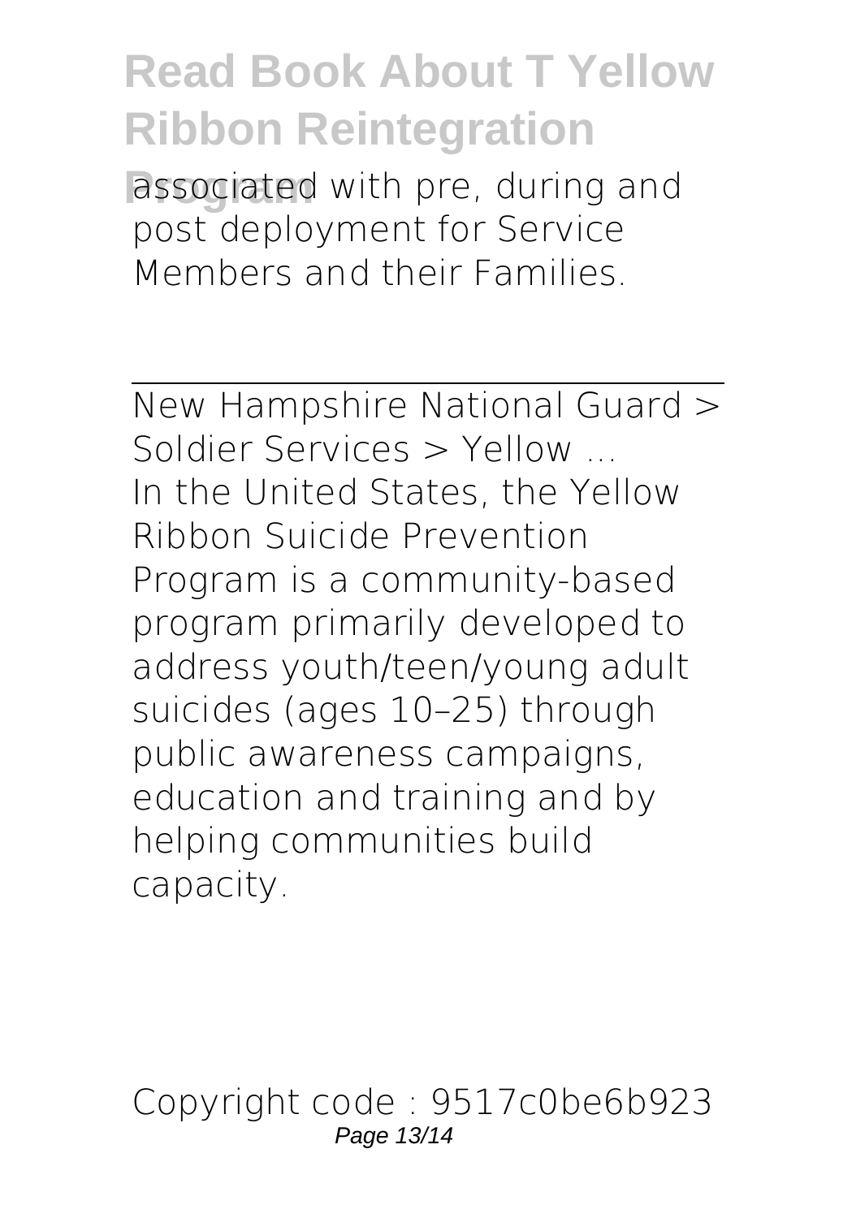associated with pre, during and post deployment for Service Members and their Families.

---

New Hampshire National Guard > Soldier Services > Yellow ...

In the United States, the Yellow Ribbon Suicide Prevention Program is a community-based program primarily developed to address youth/teen/young adult suicides (ages 10–25) through public awareness campaigns, education and training and by helping communities build capacity.

Copyright code : 9517c0be6b923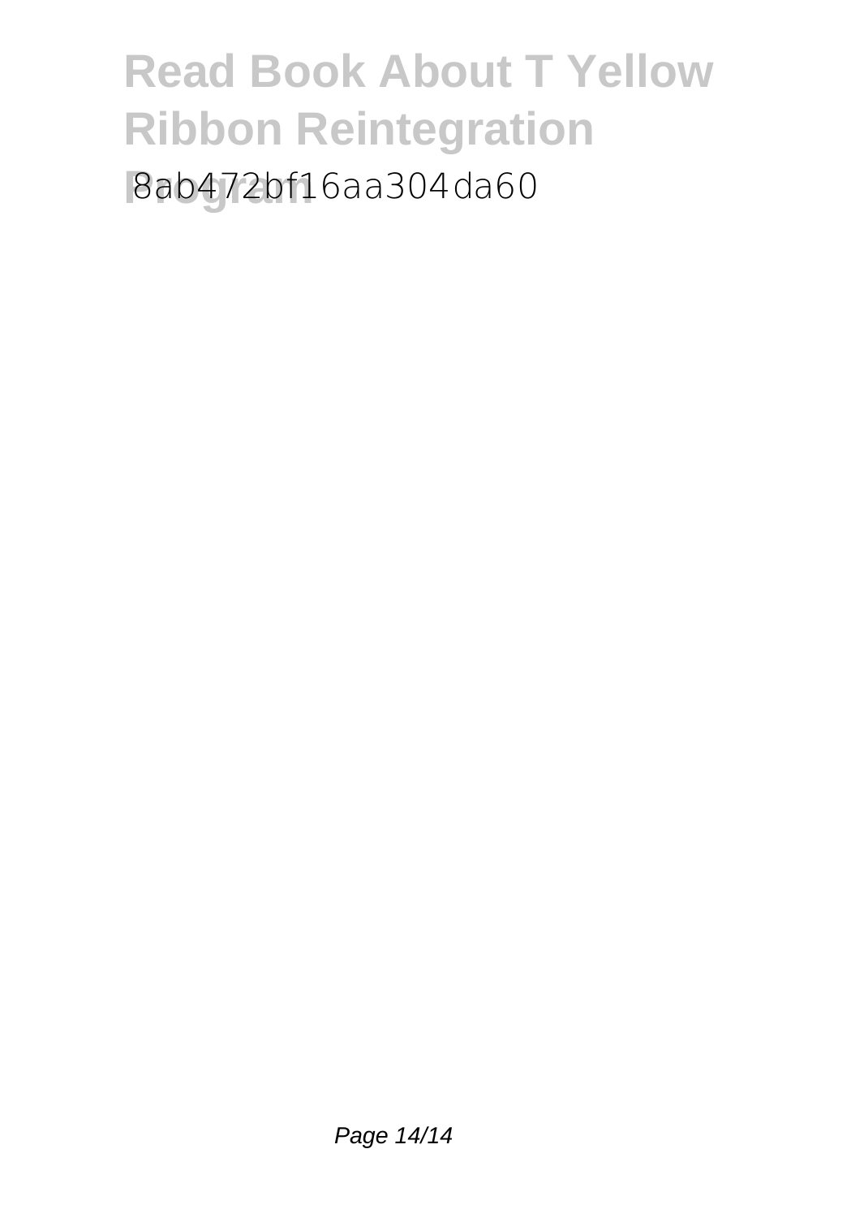8ab472bf16aa304da60